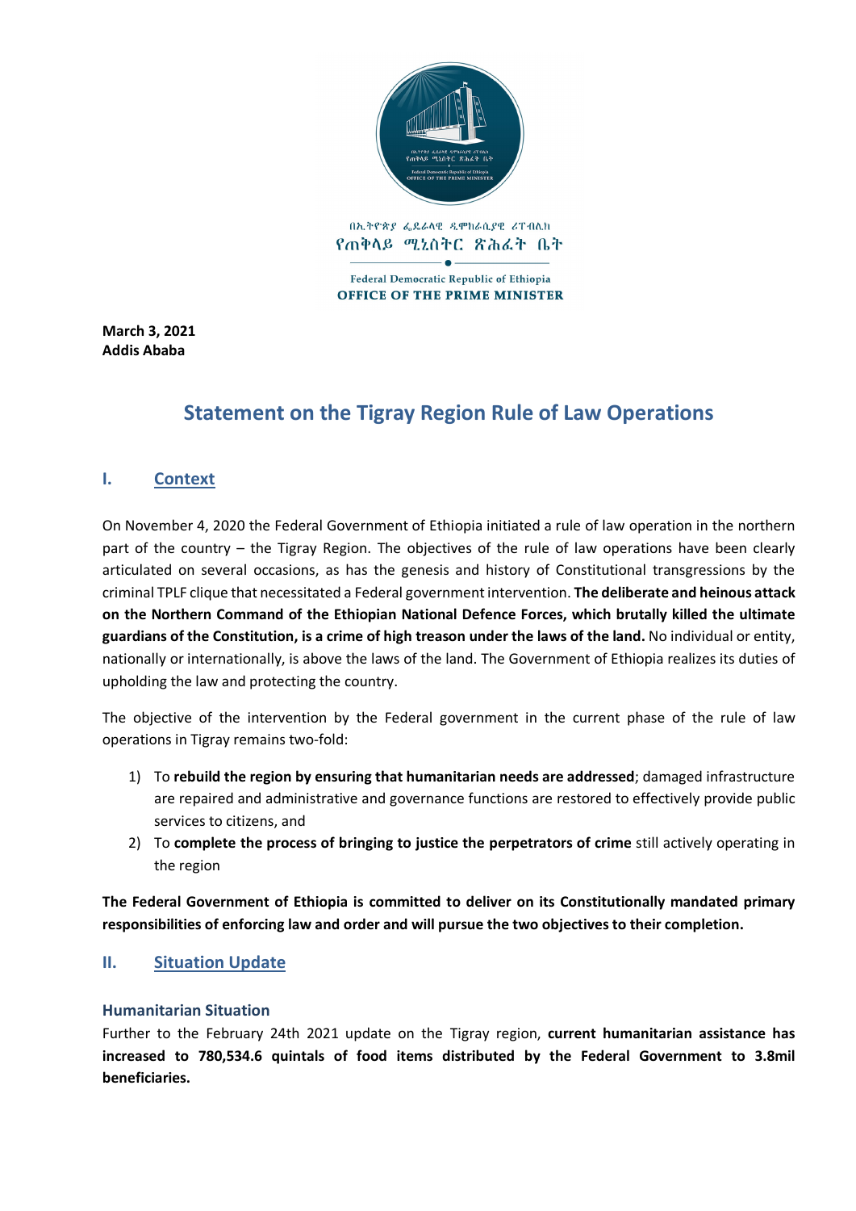በኢትዮጵያ ፌዴራላዊ ዲሞክራሲያዊ ሪፐብሊክ
የጠቅላይ ሚኒስትር ጽሕፈት ቤት

Federal Democratic Republic of Ethiopia
OFFICE OF THE PRIME MINISTER

**March 3, 2021**
**Addis Ababa**

# Statement on the Tigray Region Rule of Law Operations

## I. Context

On November 4, 2020 the Federal Government of Ethiopia initiated a rule of law operation in the northern part of the country – the Tigray Region. The objectives of the rule of law operations have been clearly articulated on several occasions, as has the genesis and history of Constitutional transgressions by the criminal TPLF clique that necessitated a Federal government intervention. **The deliberate and heinous attack on the Northern Command of the Ethiopian National Defence Forces, which brutally killed the ultimate guardians of the Constitution, is a crime of high treason under the laws of the land.** No individual or entity, nationally or internationally, is above the laws of the land. The Government of Ethiopia realizes its duties of upholding the law and protecting the country.

The objective of the intervention by the Federal government in the current phase of the rule of law operations in Tigray remains two-fold:

1) To **rebuild the region by ensuring that humanitarian needs are addressed**; damaged infrastructure are repaired and administrative and governance functions are restored to effectively provide public services to citizens, and
2) To **complete the process of bringing to justice the perpetrators of crime** still actively operating in the region

**The Federal Government of Ethiopia is committed to deliver on its Constitutionally mandated primary responsibilities of enforcing law and order and will pursue the two objectives to their completion.**

## II. Situation Update

### Humanitarian Situation

Further to the February 24th 2021 update on the Tigray region, **current humanitarian assistance has increased to 780,534.6 quintals of food items distributed by the Federal Government to 3.8mil beneficiaries.**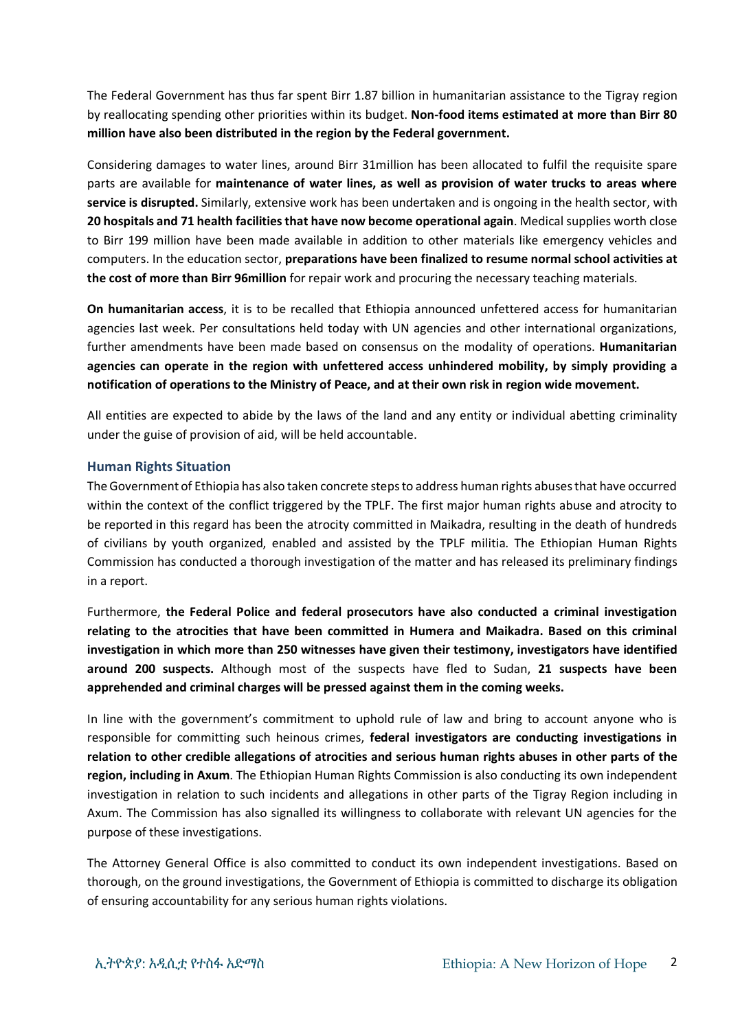The Federal Government has thus far spent Birr 1.87 billion in humanitarian assistance to the Tigray region by reallocating spending other priorities within its budget. **Non-food items estimated at more than Birr 80 million have also been distributed in the region by the Federal government.**

Considering damages to water lines, around Birr 31million has been allocated to fulfil the requisite spare parts are available for **maintenance of water lines, as well as provision of water trucks to areas where service is disrupted.** Similarly, extensive work has been undertaken and is ongoing in the health sector, with **20 hospitals and 71 health facilities that have now become operational again**. Medical supplies worth close to Birr 199 million have been made available in addition to other materials like emergency vehicles and computers. In the education sector, **preparations have been finalized to resume normal school activities at the cost of more than Birr 96million** for repair work and procuring the necessary teaching materials.

**On humanitarian access**, it is to be recalled that Ethiopia announced unfettered access for humanitarian agencies last week. Per consultations held today with UN agencies and other international organizations, further amendments have been made based on consensus on the modality of operations. **Humanitarian agencies can operate in the region with unfettered access unhindered mobility, by simply providing a notification of operations to the Ministry of Peace, and at their own risk in region wide movement.**

All entities are expected to abide by the laws of the land and any entity or individual abetting criminality under the guise of provision of aid, will be held accountable.

## Human Rights Situation

The Government of Ethiopia has also taken concrete steps to address human rights abuses that have occurred within the context of the conflict triggered by the TPLF. The first major human rights abuse and atrocity to be reported in this regard has been the atrocity committed in Maikadra, resulting in the death of hundreds of civilians by youth organized, enabled and assisted by the TPLF militia. The Ethiopian Human Rights Commission has conducted a thorough investigation of the matter and has released its preliminary findings in a report.

Furthermore, **the Federal Police and federal prosecutors have also conducted a criminal investigation relating to the atrocities that have been committed in Humera and Maikadra. Based on this criminal investigation in which more than 250 witnesses have given their testimony, investigators have identified around 200 suspects.** Although most of the suspects have fled to Sudan, **21 suspects have been apprehended and criminal charges will be pressed against them in the coming weeks.**

In line with the government's commitment to uphold rule of law and bring to account anyone who is responsible for committing such heinous crimes, **federal investigators are conducting investigations in relation to other credible allegations of atrocities and serious human rights abuses in other parts of the region, including in Axum**. The Ethiopian Human Rights Commission is also conducting its own independent investigation in relation to such incidents and allegations in other parts of the Tigray Region including in Axum. The Commission has also signalled its willingness to collaborate with relevant UN agencies for the purpose of these investigations.

The Attorney General Office is also committed to conduct its own independent investigations. Based on thorough, on the ground investigations, the Government of Ethiopia is committed to discharge its obligation of ensuring accountability for any serious human rights violations.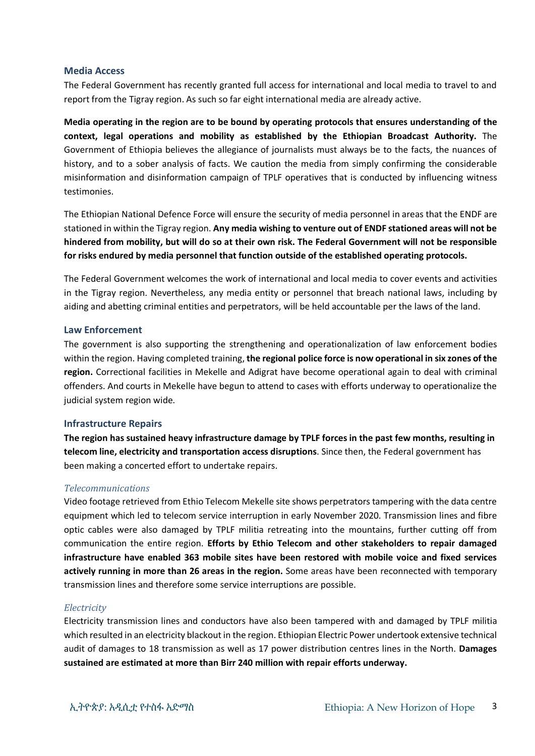## Media Access

The Federal Government has recently granted full access for international and local media to travel to and report from the Tigray region. As such so far eight international media are already active.

**Media operating in the region are to be bound by operating protocols that ensures understanding of the context, legal operations and mobility as established by the Ethiopian Broadcast Authority.** The Government of Ethiopia believes the allegiance of journalists must always be to the facts, the nuances of history, and to a sober analysis of facts. We caution the media from simply confirming the considerable misinformation and disinformation campaign of TPLF operatives that is conducted by influencing witness testimonies.

The Ethiopian National Defence Force will ensure the security of media personnel in areas that the ENDF are stationed in within the Tigray region. **Any media wishing to venture out of ENDF stationed areas will not be hindered from mobility, but will do so at their own risk. The Federal Government will not be responsible for risks endured by media personnel that function outside of the established operating protocols.**

The Federal Government welcomes the work of international and local media to cover events and activities in the Tigray region. Nevertheless, any media entity or personnel that breach national laws, including by aiding and abetting criminal entities and perpetrators, will be held accountable per the laws of the land.

## Law Enforcement

The government is also supporting the strengthening and operationalization of law enforcement bodies within the region. Having completed training, **the regional police force is now operational in six zones of the region.** Correctional facilities in Mekelle and Adigrat have become operational again to deal with criminal offenders. And courts in Mekelle have begun to attend to cases with efforts underway to operationalize the judicial system region wide.

## Infrastructure Repairs

**The region has sustained heavy infrastructure damage by TPLF forces in the past few months, resulting in telecom line, electricity and transportation access disruptions**. Since then, the Federal government has been making a concerted effort to undertake repairs.

### *Telecommunications*

Video footage retrieved from Ethio Telecom Mekelle site shows perpetrators tampering with the data centre equipment which led to telecom service interruption in early November 2020. Transmission lines and fibre optic cables were also damaged by TPLF militia retreating into the mountains, further cutting off from communication the entire region. **Efforts by Ethio Telecom and other stakeholders to repair damaged infrastructure have enabled 363 mobile sites have been restored with mobile voice and fixed services actively running in more than 26 areas in the region.** Some areas have been reconnected with temporary transmission lines and therefore some service interruptions are possible.

### *Electricity*

Electricity transmission lines and conductors have also been tampered with and damaged by TPLF militia which resulted in an electricity blackout in the region. Ethiopian Electric Power undertook extensive technical audit of damages to 18 transmission as well as 17 power distribution centres lines in the North. **Damages sustained are estimated at more than Birr 240 million with repair efforts underway.**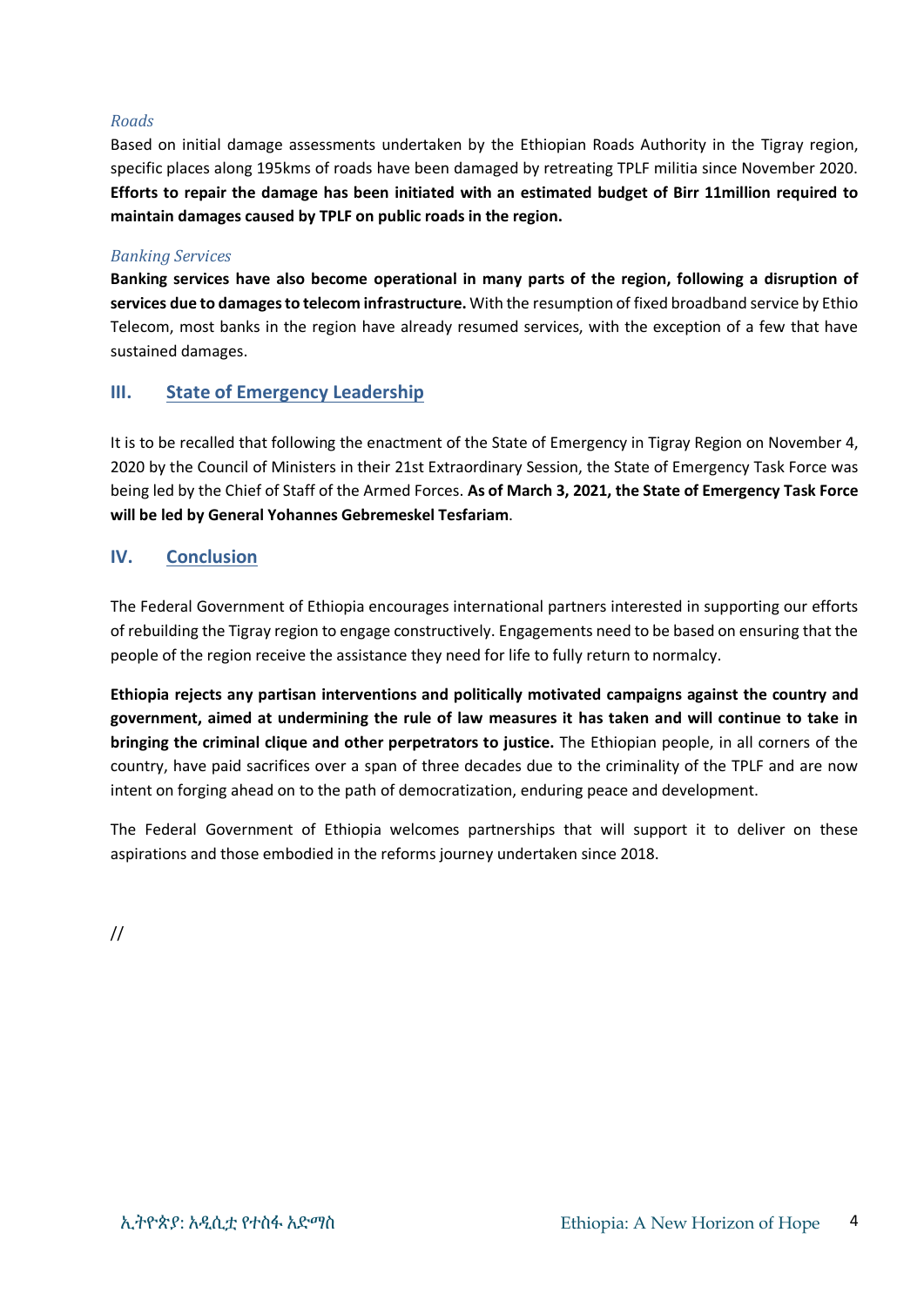*Roads*

Based on initial damage assessments undertaken by the Ethiopian Roads Authority in the Tigray region, specific places along 195kms of roads have been damaged by retreating TPLF militia since November 2020. **Efforts to repair the damage has been initiated with an estimated budget of Birr 11million required to maintain damages caused by TPLF on public roads in the region.**

*Banking Services*

**Banking services have also become operational in many parts of the region, following a disruption of services due to damages to telecom infrastructure.** With the resumption of fixed broadband service by Ethio Telecom, most banks in the region have already resumed services, with the exception of a few that have sustained damages.

## III. State of Emergency Leadership

It is to be recalled that following the enactment of the State of Emergency in Tigray Region on November 4, 2020 by the Council of Ministers in their 21st Extraordinary Session, the State of Emergency Task Force was being led by the Chief of Staff of the Armed Forces. **As of March 3, 2021, the State of Emergency Task Force will be led by General Yohannes Gebremeskel Tesfariam**.

## IV. Conclusion

The Federal Government of Ethiopia encourages international partners interested in supporting our efforts of rebuilding the Tigray region to engage constructively. Engagements need to be based on ensuring that the people of the region receive the assistance they need for life to fully return to normalcy.

**Ethiopia rejects any partisan interventions and politically motivated campaigns against the country and government, aimed at undermining the rule of law measures it has taken and will continue to take in bringing the criminal clique and other perpetrators to justice.** The Ethiopian people, in all corners of the country, have paid sacrifices over a span of three decades due to the criminality of the TPLF and are now intent on forging ahead on to the path of democratization, enduring peace and development.

The Federal Government of Ethiopia welcomes partnerships that will support it to deliver on these aspirations and those embodied in the reforms journey undertaken since 2018.

//